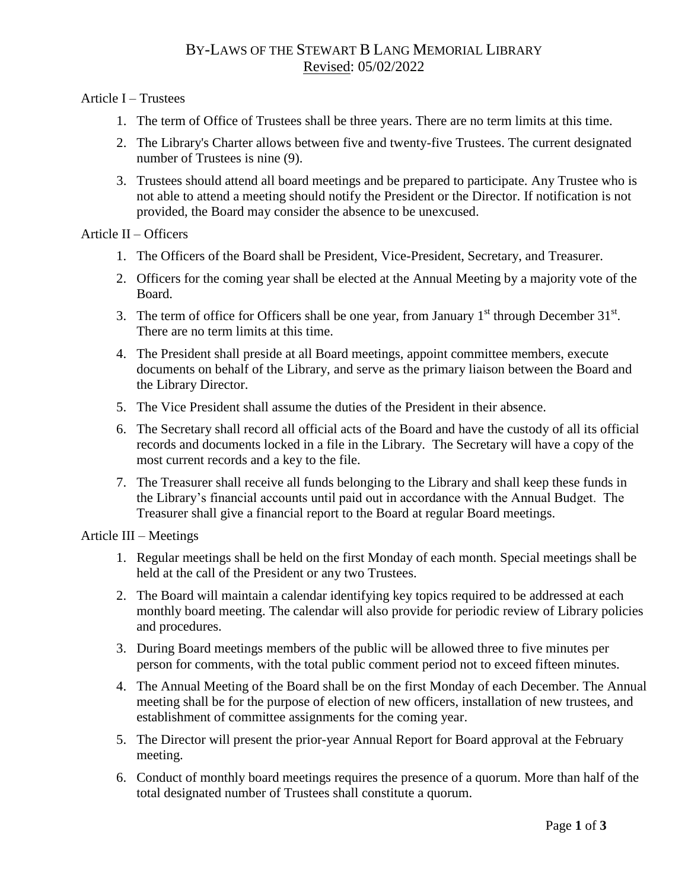# BY-LAWS OF THE STEWART B LANG MEMORIAL LIBRARY

Revised: 05/02/2022

## Article I – Trustees

1. The term of Office of Trustees shall be three years. There are no term limits at this time.
2. The Library's Charter allows between five and twenty-five Trustees. The current designated number of Trustees is nine (9).
3. Trustees should attend all board meetings and be prepared to participate. Any Trustee who is not able to attend a meeting should notify the President or the Director. If notification is not provided, the Board may consider the absence to be unexcused.

## Article II – Officers

1. The Officers of the Board shall be President, Vice-President, Secretary, and Treasurer.
2. Officers for the coming year shall be elected at the Annual Meeting by a majority vote of the Board.
3. The term of office for Officers shall be one year, from January 1st through December 31st. There are no term limits at this time.
4. The President shall preside at all Board meetings, appoint committee members, execute documents on behalf of the Library, and serve as the primary liaison between the Board and the Library Director.
5. The Vice President shall assume the duties of the President in their absence.
6. The Secretary shall record all official acts of the Board and have the custody of all its official records and documents locked in a file in the Library. The Secretary will have a copy of the most current records and a key to the file.
7. The Treasurer shall receive all funds belonging to the Library and shall keep these funds in the Library's financial accounts until paid out in accordance with the Annual Budget. The Treasurer shall give a financial report to the Board at regular Board meetings.

## Article III – Meetings

1. Regular meetings shall be held on the first Monday of each month. Special meetings shall be held at the call of the President or any two Trustees.
2. The Board will maintain a calendar identifying key topics required to be addressed at each monthly board meeting. The calendar will also provide for periodic review of Library policies and procedures.
3. During Board meetings members of the public will be allowed three to five minutes per person for comments, with the total public comment period not to exceed fifteen minutes.
4. The Annual Meeting of the Board shall be on the first Monday of each December. The Annual meeting shall be for the purpose of election of new officers, installation of new trustees, and establishment of committee assignments for the coming year.
5. The Director will present the prior-year Annual Report for Board approval at the February meeting.
6. Conduct of monthly board meetings requires the presence of a quorum. More than half of the total designated number of Trustees shall constitute a quorum.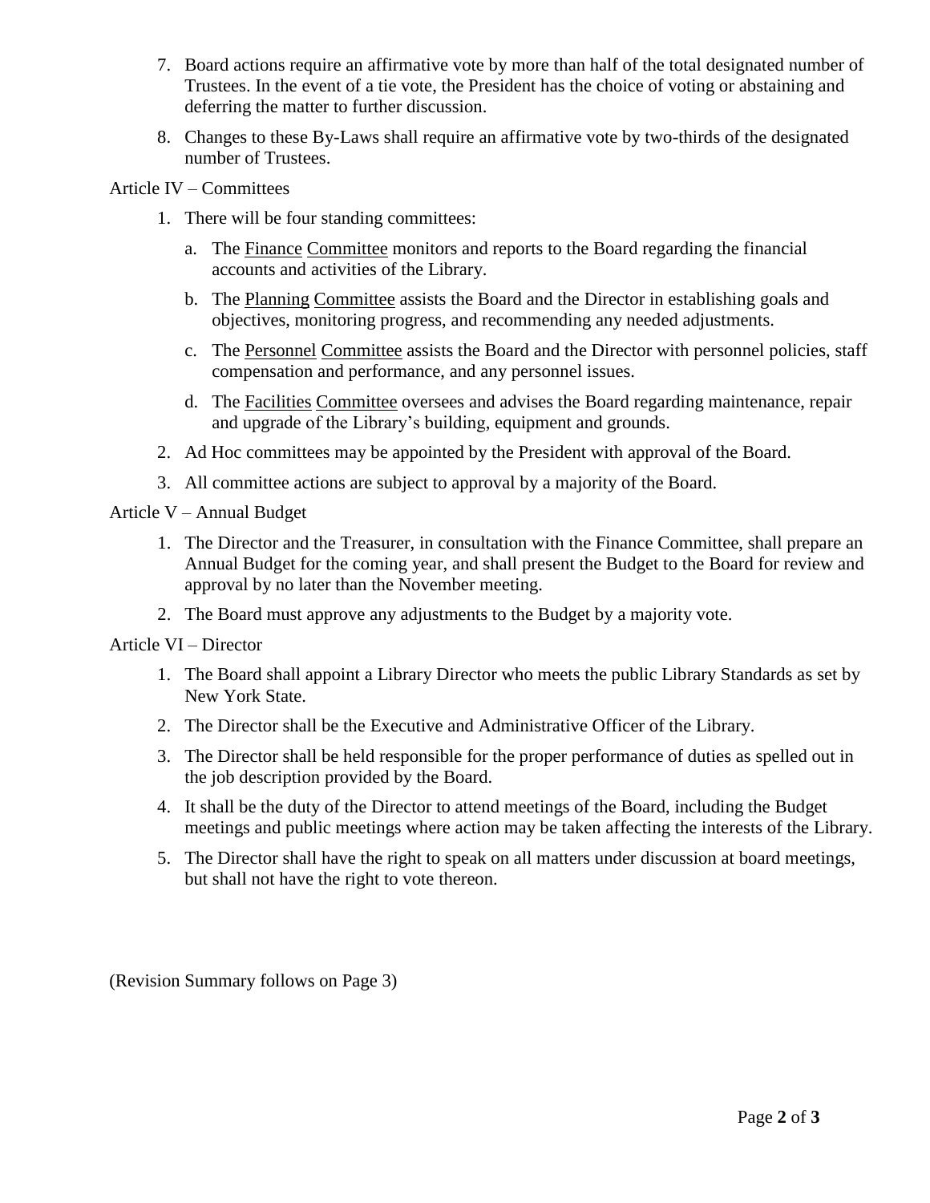7. Board actions require an affirmative vote by more than half of the total designated number of Trustees. In the event of a tie vote, the President has the choice of voting or abstaining and deferring the matter to further discussion.
8. Changes to these By-Laws shall require an affirmative vote by two-thirds of the designated number of Trustees.

Article IV – Committees

1. There will be four standing committees:
   a. The Finance Committee monitors and reports to the Board regarding the financial accounts and activities of the Library.
   b. The Planning Committee assists the Board and the Director in establishing goals and objectives, monitoring progress, and recommending any needed adjustments.
   c. The Personnel Committee assists the Board and the Director with personnel policies, staff compensation and performance, and any personnel issues.
   d. The Facilities Committee oversees and advises the Board regarding maintenance, repair and upgrade of the Library's building, equipment and grounds.
2. Ad Hoc committees may be appointed by the President with approval of the Board.
3. All committee actions are subject to approval by a majority of the Board.

Article V – Annual Budget

1. The Director and the Treasurer, in consultation with the Finance Committee, shall prepare an Annual Budget for the coming year, and shall present the Budget to the Board for review and approval by no later than the November meeting.
2. The Board must approve any adjustments to the Budget by a majority vote.

Article VI – Director

1. The Board shall appoint a Library Director who meets the public Library Standards as set by New York State.
2. The Director shall be the Executive and Administrative Officer of the Library.
3. The Director shall be held responsible for the proper performance of duties as spelled out in the job description provided by the Board.
4. It shall be the duty of the Director to attend meetings of the Board, including the Budget meetings and public meetings where action may be taken affecting the interests of the Library.
5. The Director shall have the right to speak on all matters under discussion at board meetings, but shall not have the right to vote thereon.

(Revision Summary follows on Page 3)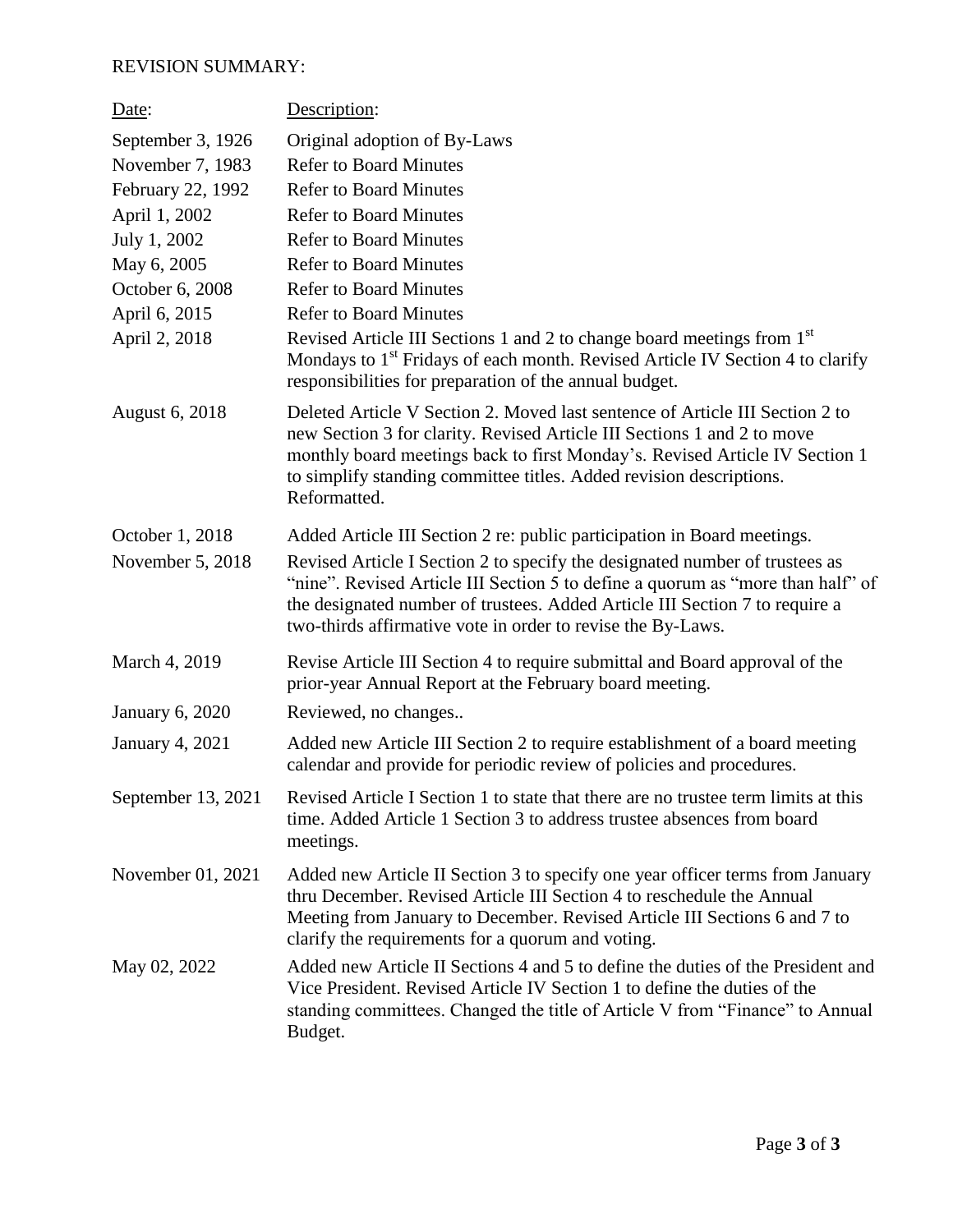REVISION SUMMARY:

| Date: | Description: |
|---|---|
| September 3, 1926 | Original adoption of By-Laws |
| November 7, 1983 | Refer to Board Minutes |
| February 22, 1992 | Refer to Board Minutes |
| April 1, 2002 | Refer to Board Minutes |
| July 1, 2002 | Refer to Board Minutes |
| May 6, 2005 | Refer to Board Minutes |
| October 6, 2008 | Refer to Board Minutes |
| April 6, 2015 | Refer to Board Minutes |
| April 2, 2018 | Revised Article III Sections 1 and 2 to change board meetings from 1st Mondays to 1st Fridays of each month. Revised Article IV Section 4 to clarify responsibilities for preparation of the annual budget. |
| August 6, 2018 | Deleted Article V Section 2. Moved last sentence of Article III Section 2 to new Section 3 for clarity. Revised Article III Sections 1 and 2 to move monthly board meetings back to first Monday's. Revised Article IV Section 1 to simplify standing committee titles. Added revision descriptions. Reformatted. |
| October 1, 2018 | Added Article III Section 2 re: public participation in Board meetings. |
| November 5, 2018 | Revised Article I Section 2 to specify the designated number of trustees as "nine". Revised Article III Section 5 to define a quorum as "more than half" of the designated number of trustees. Added Article III Section 7 to require a two-thirds affirmative vote in order to revise the By-Laws. |
| March 4, 2019 | Revise Article III Section 4 to require submittal and Board approval of the prior-year Annual Report at the February board meeting. |
| January 6, 2020 | Reviewed, no changes.. |
| January 4, 2021 | Added new Article III Section 2 to require establishment of a board meeting calendar and provide for periodic review of policies and procedures. |
| September 13, 2021 | Revised Article I Section 1 to state that there are no trustee term limits at this time. Added Article 1 Section 3 to address trustee absences from board meetings. |
| November 01, 2021 | Added new Article II Section 3 to specify one year officer terms from January thru December. Revised Article III Section 4 to reschedule the Annual Meeting from January to December. Revised Article III Sections 6 and 7 to clarify the requirements for a quorum and voting. |
| May 02, 2022 | Added new Article II Sections 4 and 5 to define the duties of the President and Vice President. Revised Article IV Section 1 to define the duties of the standing committees. Changed the title of Article V from "Finance" to Annual Budget. |